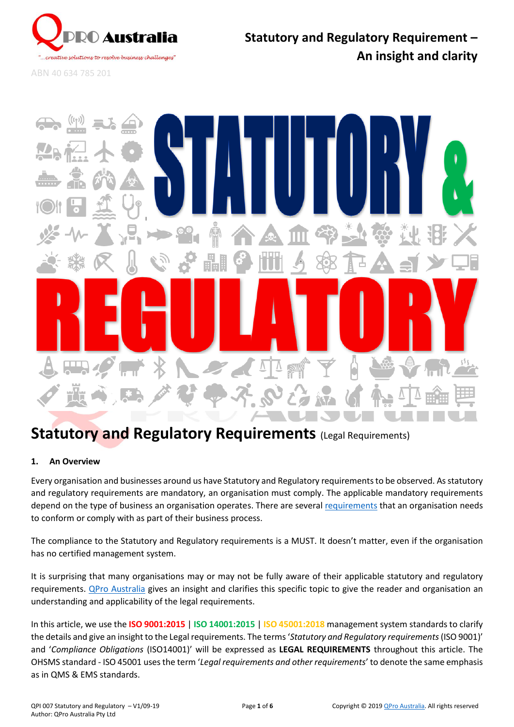QPRO Australia

"...creative solutions to resolve business challenges"

ABN 40 634 785 201

# Statutory and Regulatory Requirement – An insight and clarity

STATUTORY & REGULATORY

## Statutory and Regulatory Requirements (Legal Requirements)

### 1. An Overview

Every organisation and businesses around us have Statutory and Regulatory requirements to be observed. As statutory and regulatory requirements are mandatory, an organisation must comply. The applicable mandatory requirements depend on the type of business an organisation operates. There are several requirements that an organisation needs to conform or comply with as part of their business process.

The compliance to the Statutory and Regulatory requirements is a MUST. It doesn't matter, even if the organisation has no certified management system.

It is surprising that many organisations may or may not be fully aware of their applicable statutory and regulatory requirements. QPro Australia gives an insight and clarifies this specific topic to give the reader and organisation an understanding and applicability of the legal requirements.

In this article, we use the **ISO 9001:2015** | **ISO 14001:2015** | **ISO 45001:2018** management system standards to clarify the details and give an insight to the Legal requirements. The terms '*Statutory and Regulatory requirements* (ISO 9001)' and '*Compliance Obligations* (ISO14001)' will be expressed as **LEGAL REQUIREMENTS** throughout this article. The OHSMS standard - ISO 45001 uses the term '*Legal requirements and other requirements*' to denote the same emphasis as in QMS & EMS standards.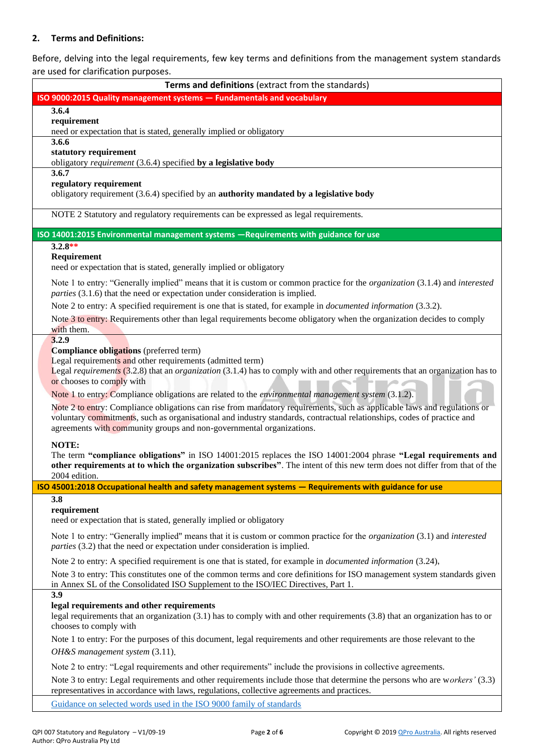## 2. Terms and Definitions:

Before, delving into the legal requirements, few key terms and definitions from the management system standards are used for clarification purposes.

**Terms and definitions** (extract from the standards)

**ISO 9000:2015 Quality management systems — Fundamentals and vocabulary**

**3.6.4**
**requirement**
need or expectation that is stated, generally implied or obligatory

**3.6.6**
**statutory requirement**
obligatory *requirement* (3.6.4) specified **by a legislative body**

**3.6.7**
**regulatory requirement**
obligatory requirement (3.6.4) specified by an **authority mandated by a legislative body**

NOTE 2 Statutory and regulatory requirements can be expressed as legal requirements.

**ISO 14001:2015 Environmental management systems —Requirements with guidance for use**

**3.2.8****
**Requirement**
need or expectation that is stated, generally implied or obligatory

Note 1 to entry: "Generally implied" means that it is custom or common practice for the *organization* (3.1.4) and *interested parties* (3.1.6) that the need or expectation under consideration is implied.

Note 2 to entry: A specified requirement is one that is stated, for example in *documented information* (3.3.2).

Note 3 to entry: Requirements other than legal requirements become obligatory when the organization decides to comply with them.

**3.2.9**
**Compliance obligations** (preferred term)
Legal requirements and other requirements (admitted term)
Legal *requirements* (3.2.8) that an *organization* (3.1.4) has to comply with and other requirements that an organization has to or chooses to comply with

Note 1 to entry: Compliance obligations are related to the *environmental management system* (3.1.2).

Note 2 to entry: Compliance obligations can rise from mandatory requirements, such as applicable laws and regulations or voluntary commitments, such as organisational and industry standards, contractual relationships, codes of practice and agreements with community groups and non-governmental organizations.

**NOTE:**
The term **"compliance obligations"** in ISO 14001:2015 replaces the ISO 14001:2004 phrase **"Legal requirements and other requirements at to which the organization subscribes"**. The intent of this new term does not differ from that of the 2004 edition.

**ISO 45001:2018 Occupational health and safety management systems — Requirements with guidance for use**

**3.8**
**requirement**
need or expectation that is stated, generally implied or obligatory

Note 1 to entry: "Generally implied" means that it is custom or common practice for the *organization* (3.1) and *interested parties* (3.2) that the need or expectation under consideration is implied.

Note 2 to entry: A specified requirement is one that is stated, for example in *documented information* (3.24),

Note 3 to entry: This constitutes one of the common terms and core definitions for ISO management system standards given in Annex SL of the Consolidated ISO Supplement to the ISO/IEC Directives, Part 1.

**3.9**
**legal requirements and other requirements**
legal requirements that an organization (3.1) has to comply with and other requirements (3.8) that an organization has to or chooses to comply with

Note 1 to entry: For the purposes of this document, legal requirements and other requirements are those relevant to the *OH&S management system* (3.11).

Note 2 to entry: "Legal requirements and other requirements" include the provisions in collective agreements.

Note 3 to entry: Legal requirements and other requirements include those that determine the persons who are w*orkers'* (3.3) representatives in accordance with laws, regulations, collective agreements and practices.

[Guidance on selected words used in the ISO 9000 family of standards]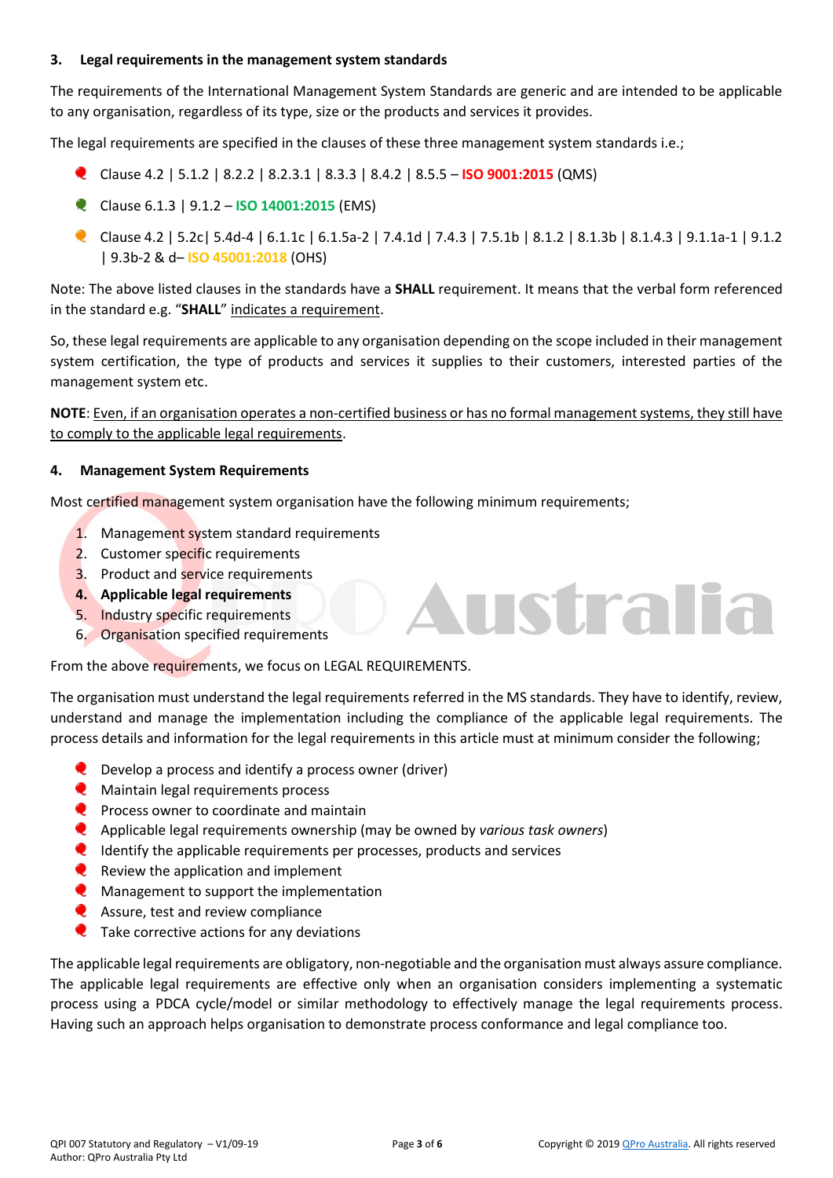### 3. Legal requirements in the management system standards

The requirements of the International Management System Standards are generic and are intended to be applicable to any organisation, regardless of its type, size or the products and services it provides.

The legal requirements are specified in the clauses of these three management system standards i.e.;

- Clause 4.2 | 5.1.2 | 8.2.2 | 8.2.3.1 | 8.3.3 | 8.4.2 | 8.5.5 – **ISO 9001:2015** (QMS)
- Clause 6.1.3 | 9.1.2 – **ISO 14001:2015** (EMS)
- Clause 4.2 | 5.2c| 5.4d-4 | 6.1.1c | 6.1.5a-2 | 7.4.1d | 7.4.3 | 7.5.1b | 8.1.2 | 8.1.3b | 8.1.4.3 | 9.1.1a-1 | 9.1.2 | 9.3b-2 & d– **ISO 45001:2018** (OHS)

Note: The above listed clauses in the standards have a **SHALL** requirement. It means that the verbal form referenced in the standard e.g. "**SHALL**" indicates a requirement.

So, these legal requirements are applicable to any organisation depending on the scope included in their management system certification, the type of products and services it supplies to their customers, interested parties of the management system etc.

**NOTE**: Even, if an organisation operates a non-certified business or has no formal management systems, they still have to comply to the applicable legal requirements.

### 4. Management System Requirements

Most certified management system organisation have the following minimum requirements;

1. Management system standard requirements
2. Customer specific requirements
3. Product and service requirements
4. **Applicable legal requirements**
5. Industry specific requirements
6. Organisation specified requirements

From the above requirements, we focus on LEGAL REQUIREMENTS.

The organisation must understand the legal requirements referred in the MS standards. They have to identify, review, understand and manage the implementation including the compliance of the applicable legal requirements. The process details and information for the legal requirements in this article must at minimum consider the following;

- Develop a process and identify a process owner (driver)
- Maintain legal requirements process
- Process owner to coordinate and maintain
- Applicable legal requirements ownership (may be owned by *various task owners*)
- Identify the applicable requirements per processes, products and services
- Review the application and implement
- Management to support the implementation
- Assure, test and review compliance
- Take corrective actions for any deviations

The applicable legal requirements are obligatory, non-negotiable and the organisation must always assure compliance. The applicable legal requirements are effective only when an organisation considers implementing a systematic process using a PDCA cycle/model or similar methodology to effectively manage the legal requirements process. Having such an approach helps organisation to demonstrate process conformance and legal compliance too.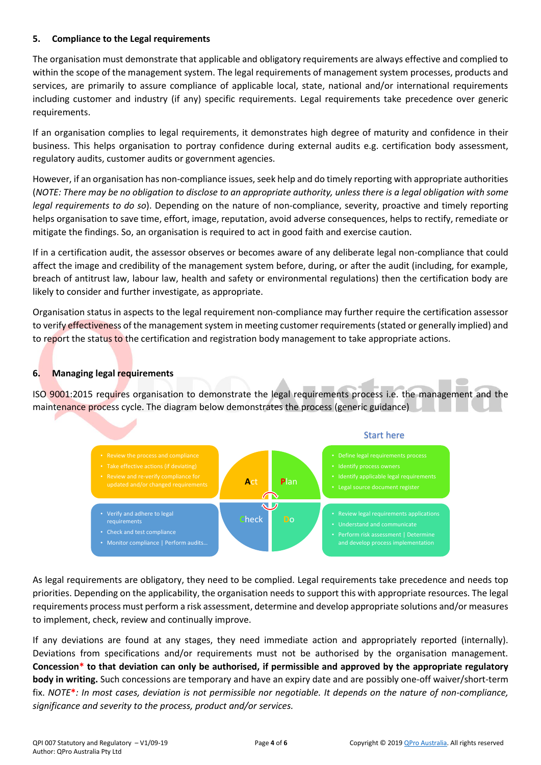## 5. Compliance to the Legal requirements

The organisation must demonstrate that applicable and obligatory requirements are always effective and complied to within the scope of the management system. The legal requirements of management system processes, products and services, are primarily to assure compliance of applicable local, state, national and/or international requirements including customer and industry (if any) specific requirements. Legal requirements take precedence over generic requirements.

If an organisation complies to legal requirements, it demonstrates high degree of maturity and confidence in their business. This helps organisation to portray confidence during external audits e.g. certification body assessment, regulatory audits, customer audits or government agencies.

However, if an organisation has non-compliance issues, seek help and do timely reporting with appropriate authorities (*NOTE: There may be no obligation to disclose to an appropriate authority, unless there is a legal obligation with some legal requirements to do so*). Depending on the nature of non-compliance, severity, proactive and timely reporting helps organisation to save time, effort, image, reputation, avoid adverse consequences, helps to rectify, remediate or mitigate the findings. So, an organisation is required to act in good faith and exercise caution.

If in a certification audit, the assessor observes or becomes aware of any deliberate legal non-compliance that could affect the image and credibility of the management system before, during, or after the audit (including, for example, breach of antitrust law, labour law, health and safety or environmental regulations) then the certification body are likely to consider and further investigate, as appropriate.

Organisation status in aspects to the legal requirement non-compliance may further require the certification assessor to verify effectiveness of the management system in meeting customer requirements (stated or generally implied) and to report the status to the certification and registration body management to take appropriate actions.

## 6. Managing legal requirements

ISO 9001:2015 requires organisation to demonstrate the legal requirements process i.e. the management and the maintenance process cycle. The diagram below demonstrates the process (generic guidance)

Start here

**Plan**
- Define legal requirements process
- Identify process owners
- Identify applicable legal requirements
- Legal source document register

**Do**
- Review legal requirements applications
- Understand and communicate
- Perform risk assessment | Determine and develop process implementation

**Check**
- Verify and adhere to legal requirements
- Check and test compliance
- Monitor compliance | Perform audits...

**Act**
- Review the process and compliance
- Take effective actions (if deviating)
- Review and re-verify compliance for updated and/or changed requirements

As legal requirements are obligatory, they need to be complied. Legal requirements take precedence and needs top priorities. Depending on the applicability, the organisation needs to support this with appropriate resources. The legal requirements process must perform a risk assessment, determine and develop appropriate solutions and/or measures to implement, check, review and continually improve.

If any deviations are found at any stages, they need immediate action and appropriately reported (internally). Deviations from specifications and/or requirements must not be authorised by the organisation management. **Concession\* to that deviation can only be authorised, if permissible and approved by the appropriate regulatory body in writing.** Such concessions are temporary and have an expiry date and are possibly one-off waiver/short-term fix. *NOTE\*: In most cases, deviation is not permissible nor negotiable. It depends on the nature of non-compliance, significance and severity to the process, product and/or services.*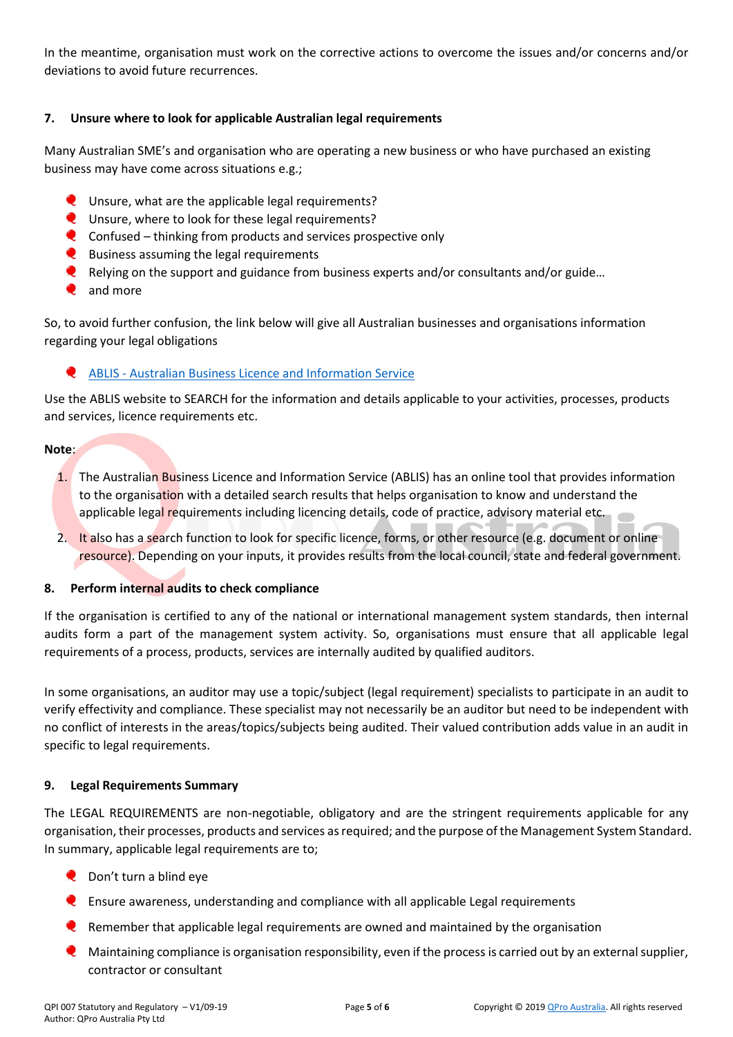In the meantime, organisation must work on the corrective actions to overcome the issues and/or concerns and/or deviations to avoid future recurrences.

## 7. Unsure where to look for applicable Australian legal requirements

Many Australian SME's and organisation who are operating a new business or who have purchased an existing business may have come across situations e.g.;

- Unsure, what are the applicable legal requirements?
- Unsure, where to look for these legal requirements?
- Confused – thinking from products and services prospective only
- Business assuming the legal requirements
- Relying on the support and guidance from business experts and/or consultants and/or guide…
- and more

So, to avoid further confusion, the link below will give all Australian businesses and organisations information regarding your legal obligations

- ABLIS - Australian Business Licence and Information Service

Use the ABLIS website to SEARCH for the information and details applicable to your activities, processes, products and services, licence requirements etc.

**Note**:

1. The Australian Business Licence and Information Service (ABLIS) has an online tool that provides information to the organisation with a detailed search results that helps organisation to know and understand the applicable legal requirements including licencing details, code of practice, advisory material etc.
2. It also has a search function to look for specific licence, forms, or other resource (e.g. document or online resource). Depending on your inputs, it provides results from the local council, state and federal government.

## 8. Perform internal audits to check compliance

If the organisation is certified to any of the national or international management system standards, then internal audits form a part of the management system activity. So, organisations must ensure that all applicable legal requirements of a process, products, services are internally audited by qualified auditors.

In some organisations, an auditor may use a topic/subject (legal requirement) specialists to participate in an audit to verify effectivity and compliance. These specialist may not necessarily be an auditor but need to be independent with no conflict of interests in the areas/topics/subjects being audited. Their valued contribution adds value in an audit in specific to legal requirements.

## 9. Legal Requirements Summary

The LEGAL REQUIREMENTS are non-negotiable, obligatory and are the stringent requirements applicable for any organisation, their processes, products and services as required; and the purpose of the Management System Standard. In summary, applicable legal requirements are to;

- Don't turn a blind eye
- Ensure awareness, understanding and compliance with all applicable Legal requirements
- Remember that applicable legal requirements are owned and maintained by the organisation
- Maintaining compliance is organisation responsibility, even if the process is carried out by an external supplier, contractor or consultant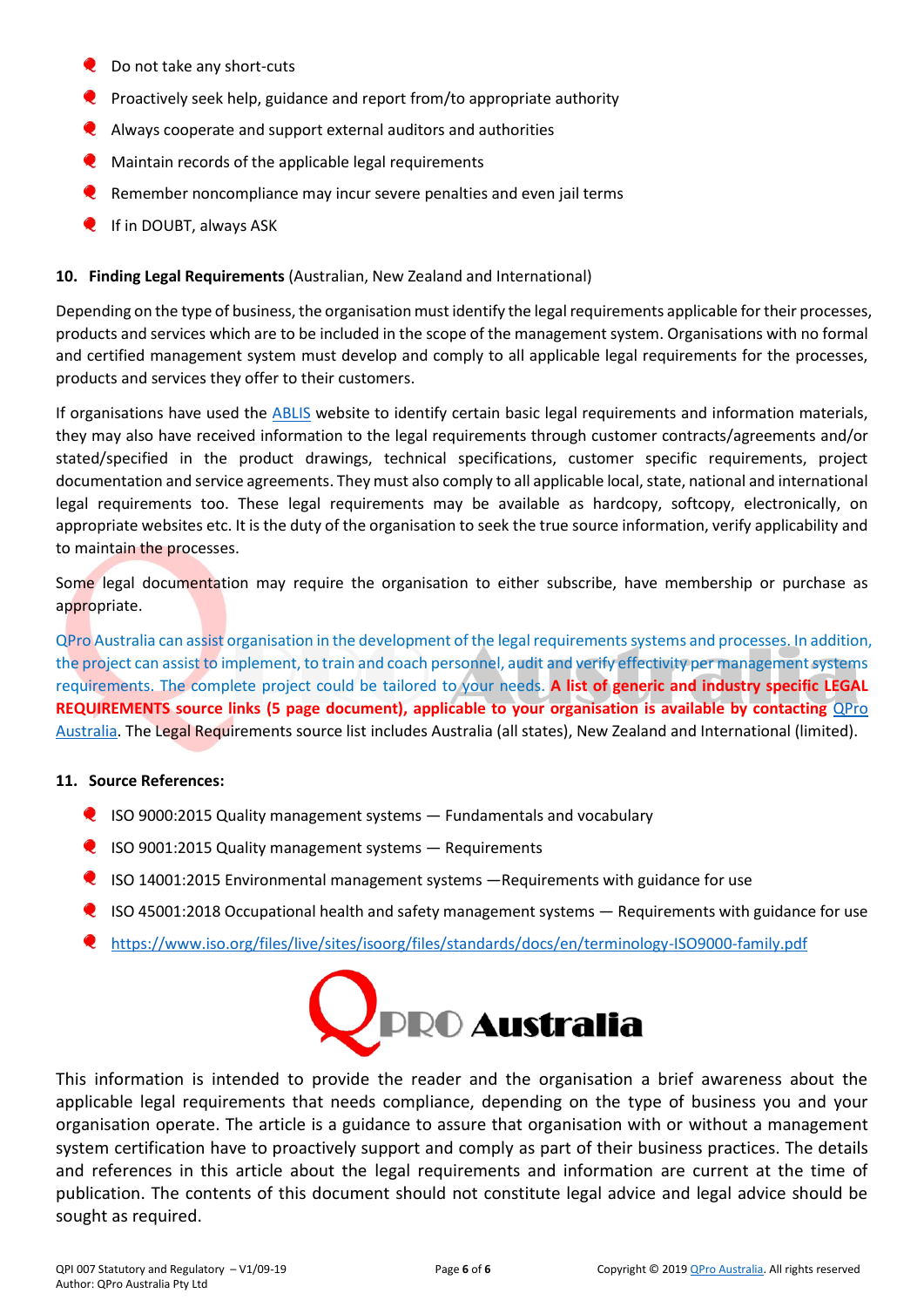- Do not take any short-cuts
- Proactively seek help, guidance and report from/to appropriate authority
- Always cooperate and support external auditors and authorities
- Maintain records of the applicable legal requirements
- Remember noncompliance may incur severe penalties and even jail terms
- If in DOUBT, always ASK

## 10. Finding Legal Requirements (Australian, New Zealand and International)

Depending on the type of business, the organisation must identify the legal requirements applicable for their processes, products and services which are to be included in the scope of the management system. Organisations with no formal and certified management system must develop and comply to all applicable legal requirements for the processes, products and services they offer to their customers.

If organisations have used the ABLIS website to identify certain basic legal requirements and information materials, they may also have received information to the legal requirements through customer contracts/agreements and/or stated/specified in the product drawings, technical specifications, customer specific requirements, project documentation and service agreements. They must also comply to all applicable local, state, national and international legal requirements too. These legal requirements may be available as hardcopy, softcopy, electronically, on appropriate websites etc. It is the duty of the organisation to seek the true source information, verify applicability and to maintain the processes.

Some legal documentation may require the organisation to either subscribe, have membership or purchase as appropriate.

QPro Australia can assist organisation in the development of the legal requirements systems and processes. In addition, the project can assist to implement, to train and coach personnel, audit and verify effectivity per management systems requirements. The complete project could be tailored to your needs. **A list of generic and industry specific LEGAL REQUIREMENTS source links (5 page document), applicable to your organisation is available by contacting** QPro Australia. The Legal Requirements source list includes Australia (all states), New Zealand and International (limited).

## 11. Source References:

- ISO 9000:2015 Quality management systems — Fundamentals and vocabulary
- ISO 9001:2015 Quality management systems — Requirements
- ISO 14001:2015 Environmental management systems —Requirements with guidance for use
- ISO 45001:2018 Occupational health and safety management systems — Requirements with guidance for use
- https://www.iso.org/files/live/sites/isoorg/files/standards/docs/en/terminology-ISO9000-family.pdf

QPRO Australia

This information is intended to provide the reader and the organisation a brief awareness about the applicable legal requirements that needs compliance, depending on the type of business you and your organisation operate. The article is a guidance to assure that organisation with or without a management system certification have to proactively support and comply as part of their business practices. The details and references in this article about the legal requirements and information are current at the time of publication. The contents of this document should not constitute legal advice and legal advice should be sought as required.